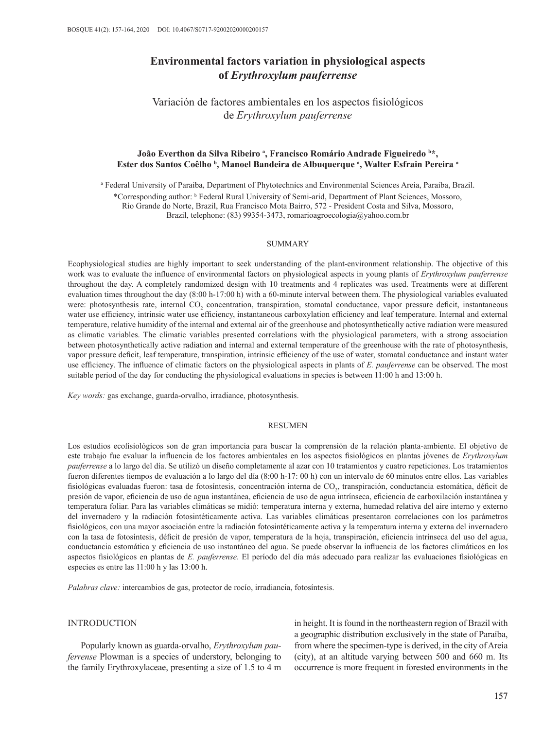# Environmental factors variation in physiological aspects of *Erythroxylum pauferrense*

## Variación de factores ambientales en los aspectos fisiológicos de *Erythroxylum pauferrense*

**João Everthon da Silva Ribeiro [a], Francisco Romário Andrade Figueiredo [b]\*, Ester dos Santos Coêlho [b], Manoel Bandeira de Albuquerque [a], Walter Esfrain Pereira [a]**

[a] Federal University of Paraiba, Department of Phytotechnics and Environmental Sciences Areia, Paraiba, Brazil.

\*Corresponding author: [b] Federal Rural University of Semi-arid, Department of Plant Sciences, Mossoro, Rio Grande do Norte, Brazil, Rua Francisco Mota Bairro, 572 - President Costa and Silva, Mossoro, Brazil, telephone: (83) 99354-3473, romarioagroecologia@yahoo.com.br

### SUMMARY

Ecophysiological studies are highly important to seek understanding of the plant-environment relationship. The objective of this work was to evaluate the influence of environmental factors on physiological aspects in young plants of *Erythroxylum pauferrense* throughout the day. A completely randomized design with 10 treatments and 4 replicates was used. Treatments were at different evaluation times throughout the day (8:00 h-17:00 h) with a 60-minute interval between them. The physiological variables evaluated were: photosynthesis rate, internal $CO_2$ concentration, transpiration, stomatal conductance, vapor pressure deficit, instantaneous water use efficiency, intrinsic water use efficiency, instantaneous carboxylation efficiency and leaf temperature. Internal and external temperature, relative humidity of the internal and external air of the greenhouse and photosynthetically active radiation were measured as climatic variables. The climatic variables presented correlations with the physiological parameters, with a strong association between photosynthetically active radiation and internal and external temperature of the greenhouse with the rate of photosynthesis, vapor pressure deficit, leaf temperature, transpiration, intrinsic efficiency of the use of water, stomatal conductance and instant water use efficiency. The influence of climatic factors on the physiological aspects in plants of *E. pauferrense* can be observed. The most suitable period of the day for conducting the physiological evaluations in species is between 11:00 h and 13:00 h.

*Key words:* gas exchange, guarda-orvalho, irradiance, photosynthesis.

### RESUMEN

Los estudios ecofisiológicos son de gran importancia para buscar la comprensión de la relación planta-ambiente. El objetivo de este trabajo fue evaluar la influencia de los factores ambientales en los aspectos fisiológicos en plantas jóvenes de *Erythroxylum pauferrense* a lo largo del día. Se utilizó un diseño completamente al azar con 10 tratamientos y cuatro repeticiones. Los tratamientos fueron diferentes tiempos de evaluación a lo largo del día (8:00 h-17: 00 h) con un intervalo de 60 minutos entre ellos. Las variables fisiológicas evaluadas fueron: tasa de fotosíntesis, concentración interna de $CO_2$, transpiración, conductancia estomática, déficit de presión de vapor, eficiencia de uso de agua instantánea, eficiencia de uso de agua intrínseca, eficiencia de carboxilación instantánea y temperatura foliar. Para las variables climáticas se midió: temperatura interna y externa, humedad relativa del aire interno y externo del invernadero y la radiación fotosintéticamente activa. Las variables climáticas presentaron correlaciones con los parámetros fisiológicos, con una mayor asociación entre la radiación fotosintéticamente activa y la temperatura interna y externa del invernadero con la tasa de fotosíntesis, déficit de presión de vapor, temperatura de la hoja, transpiración, eficiencia intrínseca del uso del agua, conductancia estomática y eficiencia de uso instantáneo del agua. Se puede observar la influencia de los factores climáticos en los aspectos fisiológicos en plantas de *E. pauferrense*. El período del día más adecuado para realizar las evaluaciones fisiológicas en especies es entre las 11:00 h y las 13:00 h.

*Palabras clave:* intercambios de gas, protector de rocío, irradiancia, fotosíntesis.

## INTRODUCTION

Popularly known as guarda-orvalho, *Erythroxylum pauferrense* Plowman is a species of understory, belonging to the family Erythroxylaceae, presenting a size of 1.5 to 4 m in height. It is found in the northeastern region of Brazil with a geographic distribution exclusively in the state of Paraíba, from where the specimen-type is derived, in the city of Areia (city), at an altitude varying between 500 and 660 m. Its occurrence is more frequent in forested environments in the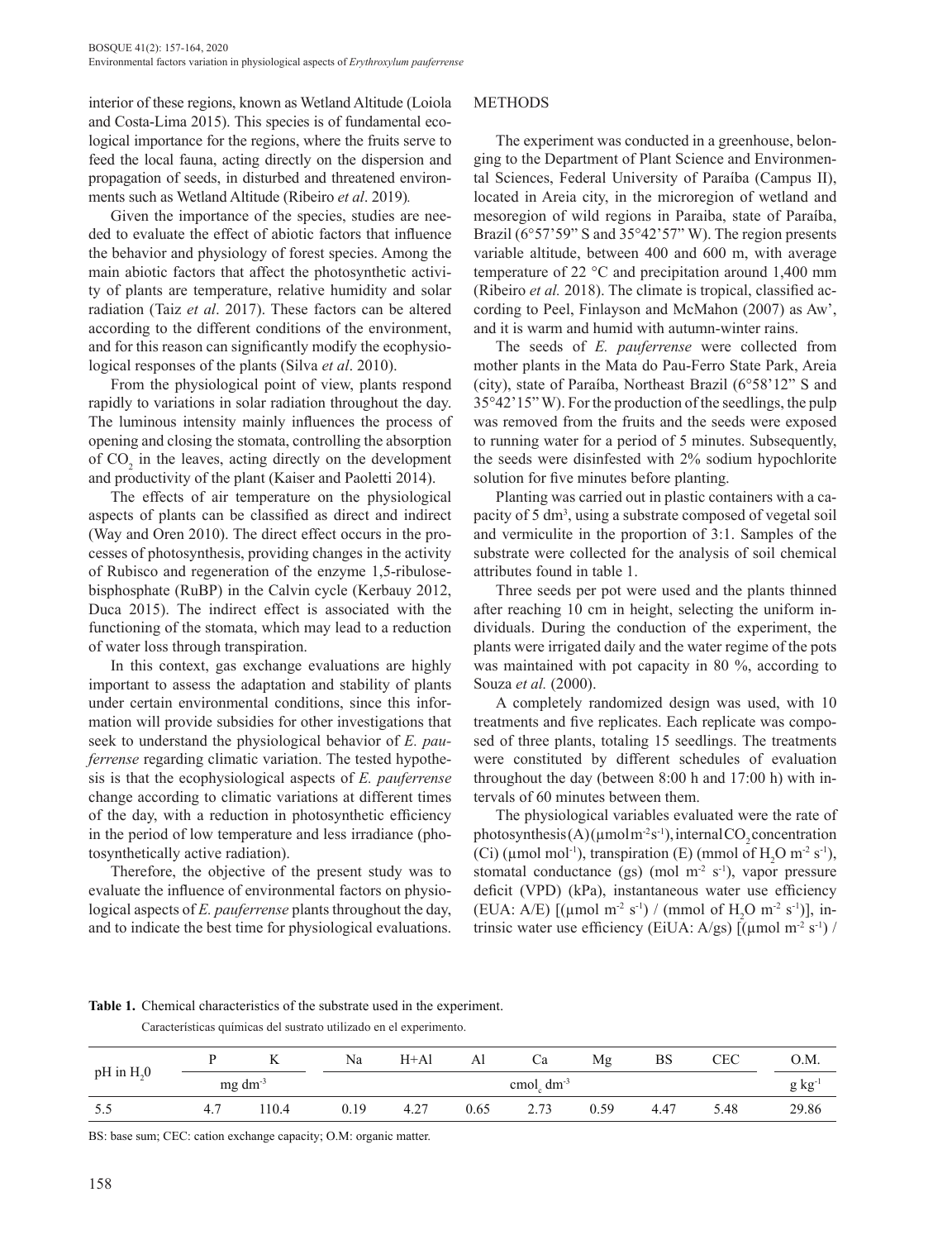interior of these regions, known as Wetland Altitude (Loiola and Costa-Lima 2015). This species is of fundamental ecological importance for the regions, where the fruits serve to feed the local fauna, acting directly on the dispersion and propagation of seeds, in disturbed and threatened environments such as Wetland Altitude (Ribeiro *et al*. 2019).

Given the importance of the species, studies are needed to evaluate the effect of abiotic factors that influence the behavior and physiology of forest species. Among the main abiotic factors that affect the photosynthetic activity of plants are temperature, relative humidity and solar radiation (Taiz *et al*. 2017). These factors can be altered according to the different conditions of the environment, and for this reason can significantly modify the ecophysiological responses of the plants (Silva *et al*. 2010).

From the physiological point of view, plants respond rapidly to variations in solar radiation throughout the day. The luminous intensity mainly influences the process of opening and closing the stomata, controlling the absorption of $CO_2$ in the leaves, acting directly on the development and productivity of the plant (Kaiser and Paoletti 2014).

The effects of air temperature on the physiological aspects of plants can be classified as direct and indirect (Way and Oren 2010). The direct effect occurs in the processes of photosynthesis, providing changes in the activity of Rubisco and regeneration of the enzyme 1,5-ribulose-bisphosphate (RuBP) in the Calvin cycle (Kerbauy 2012, Duca 2015). The indirect effect is associated with the functioning of the stomata, which may lead to a reduction of water loss through transpiration.

In this context, gas exchange evaluations are highly important to assess the adaptation and stability of plants under certain environmental conditions, since this information will provide subsidies for other investigations that seek to understand the physiological behavior of *E. pauferrense* regarding climatic variation. The tested hypothesis is that the ecophysiological aspects of *E. pauferrense* change according to climatic variations at different times of the day, with a reduction in photosynthetic efficiency in the period of low temperature and less irradiance (photosynthetically active radiation).

Therefore, the objective of the present study was to evaluate the influence of environmental factors on physiological aspects of *E. pauferrense* plants throughout the day, and to indicate the best time for physiological evaluations.

## METHODS

The experiment was conducted in a greenhouse, belonging to the Department of Plant Science and Environmental Sciences, Federal University of Paraíba (Campus II), located in Areia city, in the microregion of wetland and mesoregion of wild regions in Paraiba, state of Paraíba, Brazil (6°57'59" S and 35°42'57" W). The region presents variable altitude, between 400 and 600 m, with average temperature of 22 °C and precipitation around 1,400 mm (Ribeiro *et al.* 2018). The climate is tropical, classified according to Peel, Finlayson and McMahon (2007) as Aw', and it is warm and humid with autumn-winter rains.

The seeds of *E. pauferrense* were collected from mother plants in the Mata do Pau-Ferro State Park, Areia (city), state of Paraíba, Northeast Brazil (6°58'12" S and 35°42'15" W). For the production of the seedlings, the pulp was removed from the fruits and the seeds were exposed to running water for a period of 5 minutes. Subsequently, the seeds were disinfested with 2% sodium hypochlorite solution for five minutes before planting.

Planting was carried out in plastic containers with a capacity of 5 $dm^3$, using a substrate composed of vegetal soil and vermiculite in the proportion of 3:1. Samples of the substrate were collected for the analysis of soil chemical attributes found in table 1.

Three seeds per pot were used and the plants thinned after reaching 10 cm in height, selecting the uniform individuals. During the conduction of the experiment, the plants were irrigated daily and the water regime of the pots was maintained with pot capacity in 80 %, according to Souza *et al.* (2000).

A completely randomized design was used, with 10 treatments and five replicates. Each replicate was composed of three plants, totaling 15 seedlings. The treatments were constituted by different schedules of evaluation throughout the day (between 8:00 h and 17:00 h) with intervals of 60 minutes between them.

The physiological variables evaluated were the rate of photosynthesis (A) (µmol $m^{-2} s^{-1}$), internal $CO_2$ concentration (Ci) (µmol $mol^{-1}$), transpiration (E) (mmol of $H_2O$ $m^{-2}$ $s^{-1}$), stomatal conductance (gs) (mol $m^{-2}$ $s^{-1}$), vapor pressure deficit (VPD) (kPa), instantaneous water use efficiency (EUA: A/E) [(µmol $m^{-2}$ $s^{-1}$) / (mmol of $H_2O$ $m^{-2}$ $s^{-1}$)], intrinsic water use efficiency (EiUA: A/gs) [(µmol $m^{-2}$ $s^{-1}$) /

**Table 1.** Chemical characteristics of the substrate used in the experiment.
Características químicas del sustrato utilizado en el experimento.

| pH in $H_2$0 | P | K | Na | H+Al | Al | Ca | Mg | BS | CEC | O.M. |
|---|---|---|---|---|---|---|---|---|---|---|
| | mg $dm^{-3}$ | | cmol$_c$ $dm^{-3}$ | | | | | | | g $kg^{-1}$ |
| 5.5 | 4.7 | 110.4 | 0.19 | 4.27 | 0.65 | 2.73 | 0.59 | 4.47 | 5.48 | 29.86 |

BS: base sum; CEC: cation exchange capacity; O.M: organic matter.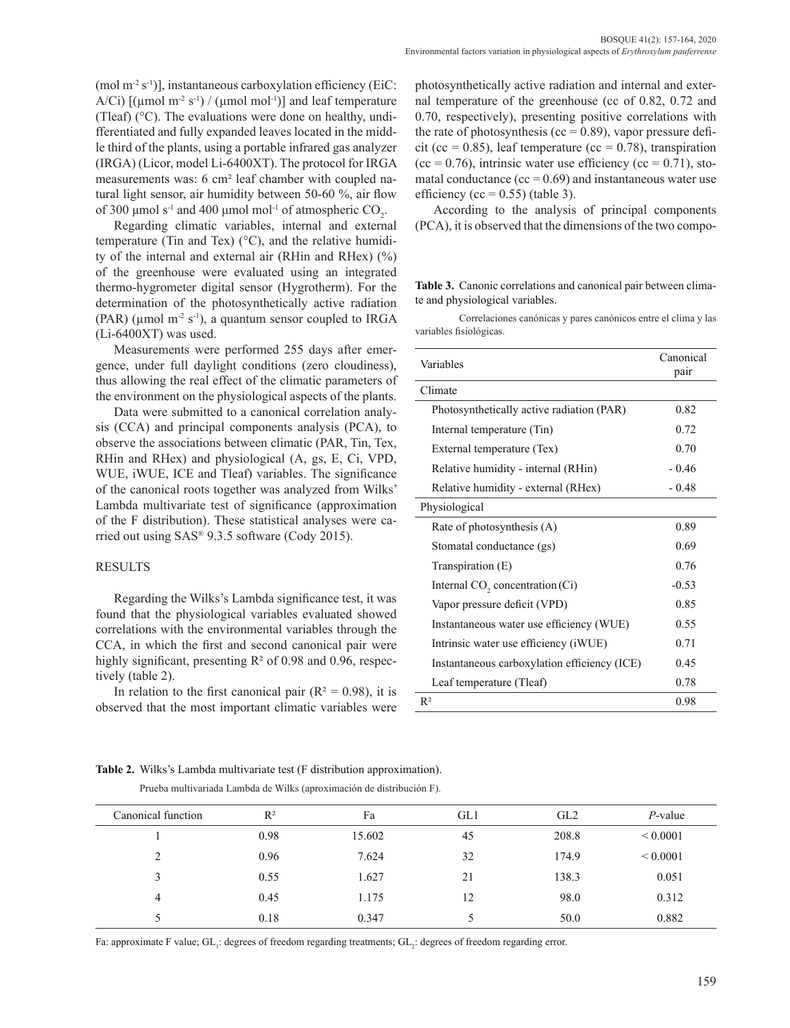(mol m$^{-2}$ s$^{-1}$)], instantaneous carboxylation efficiency (EiC: A/Ci) [(µmol m$^{-2}$ s$^{-1}$) / (µmol mol$^{-1}$)] and leaf temperature (Tleaf) (°C). The evaluations were done on healthy, undifferentiated and fully expanded leaves located in the middle third of the plants, using a portable infrared gas analyzer (IRGA) (Licor, model Li-6400XT). The protocol for IRGA measurements was: 6 cm² leaf chamber with coupled natural light sensor, air humidity between 50-60 %, air flow of 300 µmol s$^{-1}$ and 400 µmol mol$^{-1}$ of atmospheric $CO_2$.

Regarding climatic variables, internal and external temperature (Tin and Tex) (°C), and the relative humidity of the internal and external air (RHin and RHex) (%) of the greenhouse were evaluated using an integrated thermo-hygrometer digital sensor (Hygrotherm). For the determination of the photosynthetically active radiation (PAR) (µmol m$^{-2}$ s$^{-1}$), a quantum sensor coupled to IRGA (Li-6400XT) was used.

Measurements were performed 255 days after emergence, under full daylight conditions (zero cloudiness), thus allowing the real effect of the climatic parameters of the environment on the physiological aspects of the plants.

Data were submitted to a canonical correlation analysis (CCA) and principal components analysis (PCA), to observe the associations between climatic (PAR, Tin, Tex, RHin and RHex) and physiological (A, gs, E, Ci, VPD, WUE, iWUE, ICE and Tleaf) variables. The significance of the canonical roots together was analyzed from Wilks' Lambda multivariate test of significance (approximation of the F distribution). These statistical analyses were carried out using SAS® 9.3.5 software (Cody 2015).

## RESULTS

Regarding the Wilks's Lambda significance test, it was found that the physiological variables evaluated showed correlations with the environmental variables through the CCA, in which the first and second canonical pair were highly significant, presenting $R^2$ of 0.98 and 0.96, respectively (table 2).

In relation to the first canonical pair ($R^2 = 0.98$), it is observed that the most important climatic variables were photosynthetically active radiation and internal and external temperature of the greenhouse (cc of 0.82, 0.72 and 0.70, respectively), presenting positive correlations with the rate of photosynthesis (cc = 0.89), vapor pressure deficit (cc = 0.85), leaf temperature (cc = 0.78), transpiration (cc = 0.76), intrinsic water use efficiency (cc = 0.71), stomatal conductance (cc = 0.69) and instantaneous water use efficiency (cc = 0.55) (table 3).

According to the analysis of principal components (PCA), it is observed that the dimensions of the two compo-

**Table 3.** Canonic correlations and canonical pair between climate and physiological variables.

Correlaciones canónicas y pares canónicos entre el clima y las variables fisiológicas.

| Variables | Canonical pair |
|---|---|
| Climate | |
| Photosynthetically active radiation (PAR) | 0.82 |
| Internal temperature (Tin) | 0.72 |
| External temperature (Tex) | 0.70 |
| Relative humidity - internal (RHin) | - 0.46 |
| Relative humidity - external (RHex) | - 0.48 |
| Physiological | |
| Rate of photosynthesis (A) | 0.89 |
| Stomatal conductance (gs) | 0.69 |
| Transpiration (E) | 0.76 |
| Internal $CO_2$ concentration (Ci) | -0.53 |
| Vapor pressure deficit (VPD) | 0.85 |
| Instantaneous water use efficiency (WUE) | 0.55 |
| Intrinsic water use efficiency (iWUE) | 0.71 |
| Instantaneous carboxylation efficiency (ICE) | 0.45 |
| Leaf temperature (Tleaf) | 0.78 |
| $R^2$ | 0.98 |

**Table 2.** Wilks's Lambda multivariate test (F distribution approximation).

Prueba multivariada Lambda de Wilks (aproximación de distribución F).

| Canonical function | $R^2$ | Fa | GL1 | GL2 | *P*-value |
|---|---|---|---|---|---|
| 1 | 0.98 | 15.602 | 45 | 208.8 | < 0.0001 |
| 2 | 0.96 | 7.624 | 32 | 174.9 | < 0.0001 |
| 3 | 0.55 | 1.627 | 21 | 138.3 | 0.051 |
| 4 | 0.45 | 1.175 | 12 | 98.0 | 0.312 |
| 5 | 0.18 | 0.347 | 5 | 50.0 | 0.882 |

Fa: approximate F value; $GL_1$: degrees of freedom regarding treatments; $GL_2$: degrees of freedom regarding error.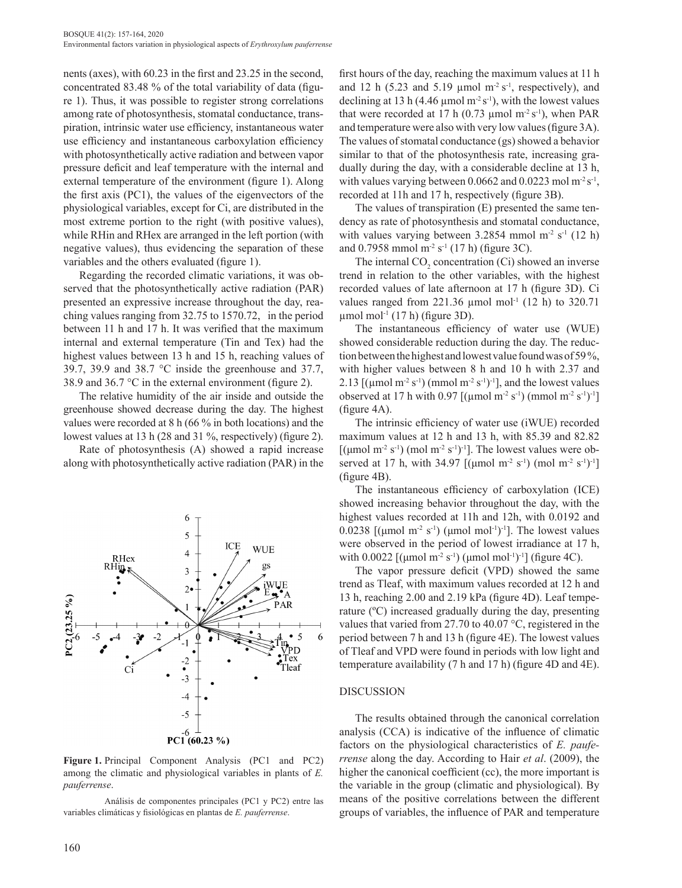nents (axes), with 60.23 in the first and 23.25 in the second, concentrated 83.48 % of the total variability of data (figure 1). Thus, it was possible to register strong correlations among rate of photosynthesis, stomatal conductance, transpiration, intrinsic water use efficiency, instantaneous water use efficiency and instantaneous carboxylation efficiency with photosynthetically active radiation and between vapor pressure deficit and leaf temperature with the internal and external temperature of the environment (figure 1). Along the first axis (PC1), the values of the eigenvectors of the physiological variables, except for Ci, are distributed in the most extreme portion to the right (with positive values), while RHin and RHex are arranged in the left portion (with negative values), thus evidencing the separation of these variables and the others evaluated (figure 1).

Regarding the recorded climatic variations, it was observed that the photosynthetically active radiation (PAR) presented an expressive increase throughout the day, reaching values ranging from 32.75 to 1570.72, in the period between 11 h and 17 h. It was verified that the maximum internal and external temperature (Tin and Tex) had the highest values between 13 h and 15 h, reaching values of 39.7, 39.9 and 38.7 °C inside the greenhouse and 37.7, 38.9 and 36.7 °C in the external environment (figure 2).

The relative humidity of the air inside and outside the greenhouse showed decrease during the day. The highest values were recorded at 8 h (66 % in both locations) and the lowest values at 13 h (28 and 31 %, respectively) (figure 2).

Rate of photosynthesis (A) showed a rapid increase along with photosynthetically active radiation (PAR) in the first hours of the day, reaching the maximum values at 11 h and 12 h (5.23 and 5.19 μmol $m^{-2}$ $s^{-1}$, respectively), and declining at 13 h (4.46 μmol $m^{-2}$ $s^{-1}$), with the lowest values that were recorded at 17 h (0.73 μmol $m^{-2}$ $s^{-1}$), when PAR and temperature were also with very low values (figure 3A). The values of stomatal conductance (gs) showed a behavior similar to that of the photosynthesis rate, increasing gradually during the day, with a considerable decline at 13 h, with values varying between 0.0662 and 0.0223 mol $m^{-2}$ $s^{-1}$, recorded at 11h and 17 h, respectively (figure 3B).

The values of transpiration (E) presented the same tendency as rate of photosynthesis and stomatal conductance, with values varying between 3.2854 mmol $m^{-2}$ $s^{-1}$ (12 h) and 0.7958 mmol $m^{-2}$ $s^{-1}$ (17 h) (figure 3C).

The internal $CO_2$ concentration (Ci) showed an inverse trend in relation to the other variables, with the highest recorded values of late afternoon at 17 h (figure 3D). Ci values ranged from 221.36 μmol $mol^{-1}$ (12 h) to 320.71 μmol $mol^{-1}$ (17 h) (figure 3D).

The instantaneous efficiency of water use (WUE) showed considerable reduction during the day. The reduction between the highest and lowest value found was of 59 %, with higher values between 8 h and 10 h with 2.37 and 2.13 [(μmol $m^{-2}$ $s^{-1}$) (mmol $m^{-2}$ $s^{-1}$)$^{-1}$], and the lowest values observed at 17 h with 0.97 [(μmol $m^{-2}$ $s^{-1}$) (mmol $m^{-2}$ $s^{-1}$)$^{-1}$] (figure 4A).

The intrinsic efficiency of water use (iWUE) recorded maximum values at 12 h and 13 h, with 85.39 and 82.82 [(μmol $m^{-2}$ $s^{-1}$) (mol $m^{-2}$ $s^{-1}$)$^{-1}$]. The lowest values were observed at 17 h, with 34.97 [(μmol $m^{-2}$ $s^{-1}$) (mol $m^{-2}$ $s^{-1}$)$^{-1}$] (figure 4B).

The instantaneous efficiency of carboxylation (ICE) showed increasing behavior throughout the day, with the highest values recorded at 11h and 12h, with 0.0192 and 0.0238 [(μmol $m^{-2}$ $s^{-1}$) (μmol $mol^{-1}$)$^{-1}$]. The lowest values were observed in the period of lowest irradiance at 17 h, with 0.0022 [(μmol $m^{-2}$ $s^{-1}$) (μmol $mol^{-1}$)$^{-1}$] (figure 4C).

The vapor pressure deficit (VPD) showed the same trend as Tleaf, with maximum values recorded at 12 h and 13 h, reaching 2.00 and 2.19 kPa (figure 4D). Leaf temperature (ºC) increased gradually during the day, presenting values that varied from 27.70 to 40.07 °C, registered in the period between 7 h and 13 h (figure 4E). The lowest values of Tleaf and VPD were found in periods with low light and temperature availability (7 h and 17 h) (figure 4D and 4E).

**Figure 1.** Principal Component Analysis (PC1 and PC2) among the climatic and physiological variables in plants of *E. pauferrense*.

Análisis de componentes principales (PC1 y PC2) entre las variables climáticas y fisiológicas en plantas de *E. pauferrense*.

## DISCUSSION

The results obtained through the canonical correlation analysis (CCA) is indicative of the influence of climatic factors on the physiological characteristics of *E. pauferrense* along the day. According to Hair *et al*. (2009), the higher the canonical coefficient (cc), the more important is the variable in the group (climatic and physiological). By means of the positive correlations between the different groups of variables, the influence of PAR and temperature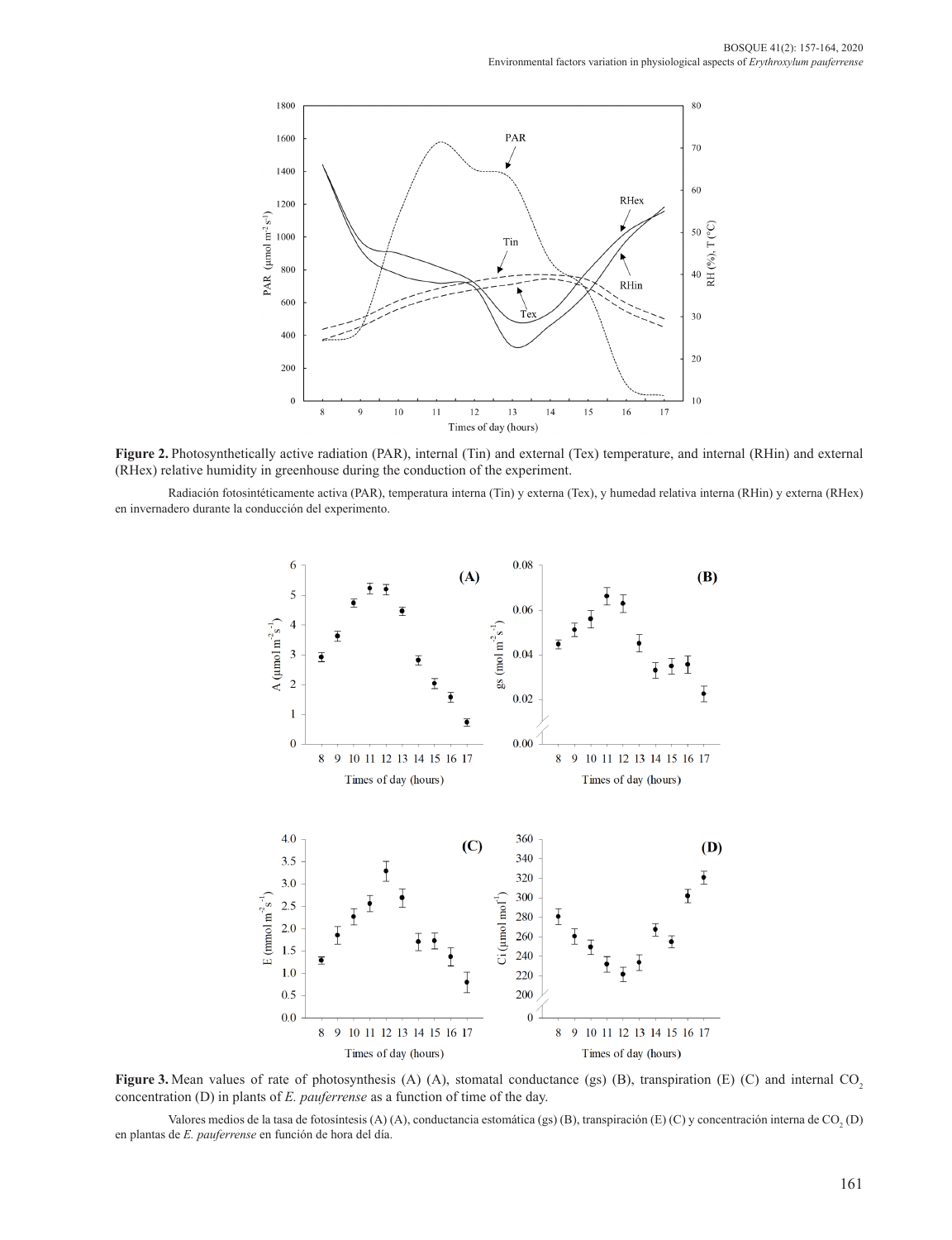**Figure 2.** Photosynthetically active radiation (PAR), internal (Tin) and external (Tex) temperature, and internal (RHin) and external (RHex) relative humidity in greenhouse during the conduction of the experiment.

Radiación fotosintéticamente activa (PAR), temperatura interna (Tin) y externa (Tex), y humedad relativa interna (RHin) y externa (RHex) en invernadero durante la conducción del experimento.

**Figure 3.** Mean values of rate of photosynthesis (A) (A), stomatal conductance (gs) (B), transpiration (E) (C) and internal $CO_2$ concentration (D) in plants of *E. pauferrense* as a function of time of the day.

Valores medios de la tasa de fotosíntesis (A) (A), conductancia estomática (gs) (B), transpiración (E) (C) y concentración interna de $CO_2$ (D) en plantas de *E. pauferrense* en función de hora del día.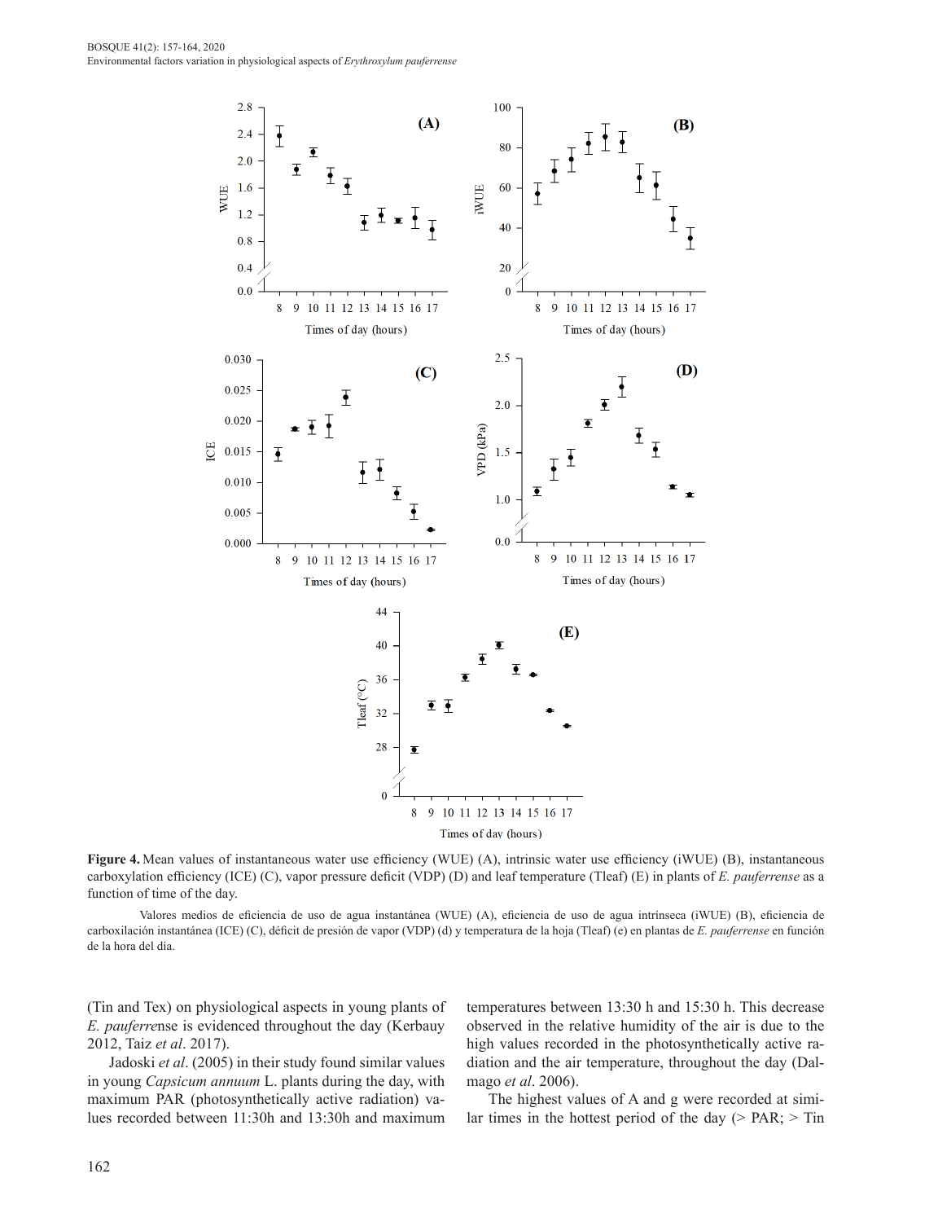**Figure 4.** Mean values of instantaneous water use efficiency (WUE) (A), intrinsic water use efficiency (iWUE) (B), instantaneous carboxylation efficiency (ICE) (C), vapor pressure deficit (VDP) (D) and leaf temperature (Tleaf) (E) in plants of *E. pauferrense* as a function of time of the day.

Valores medios de eficiencia de uso de agua instantánea (WUE) (A), eficiencia de uso de agua intrínseca (iWUE) (B), eficiencia de carboxilación instantánea (ICE) (C), déficit de presión de vapor (VDP) (d) y temperatura de la hoja (Tleaf) (e) en plantas de *E. pauferrense* en función de la hora del día.

(Tin and Tex) on physiological aspects in young plants of *E. pauferrense* is evidenced throughout the day (Kerbauy 2012, Taiz *et al*. 2017).

Jadoski *et al*. (2005) in their study found similar values in young *Capsicum annuum* L. plants during the day, with maximum PAR (photosynthetically active radiation) values recorded between 11:30h and 13:30h and maximum temperatures between 13:30 h and 15:30 h. This decrease observed in the relative humidity of the air is due to the high values recorded in the photosynthetically active radiation and the air temperature, throughout the day (Dalmago *et al*. 2006).

The highest values of A and g were recorded at similar times in the hottest period of the day (> PAR; > Tin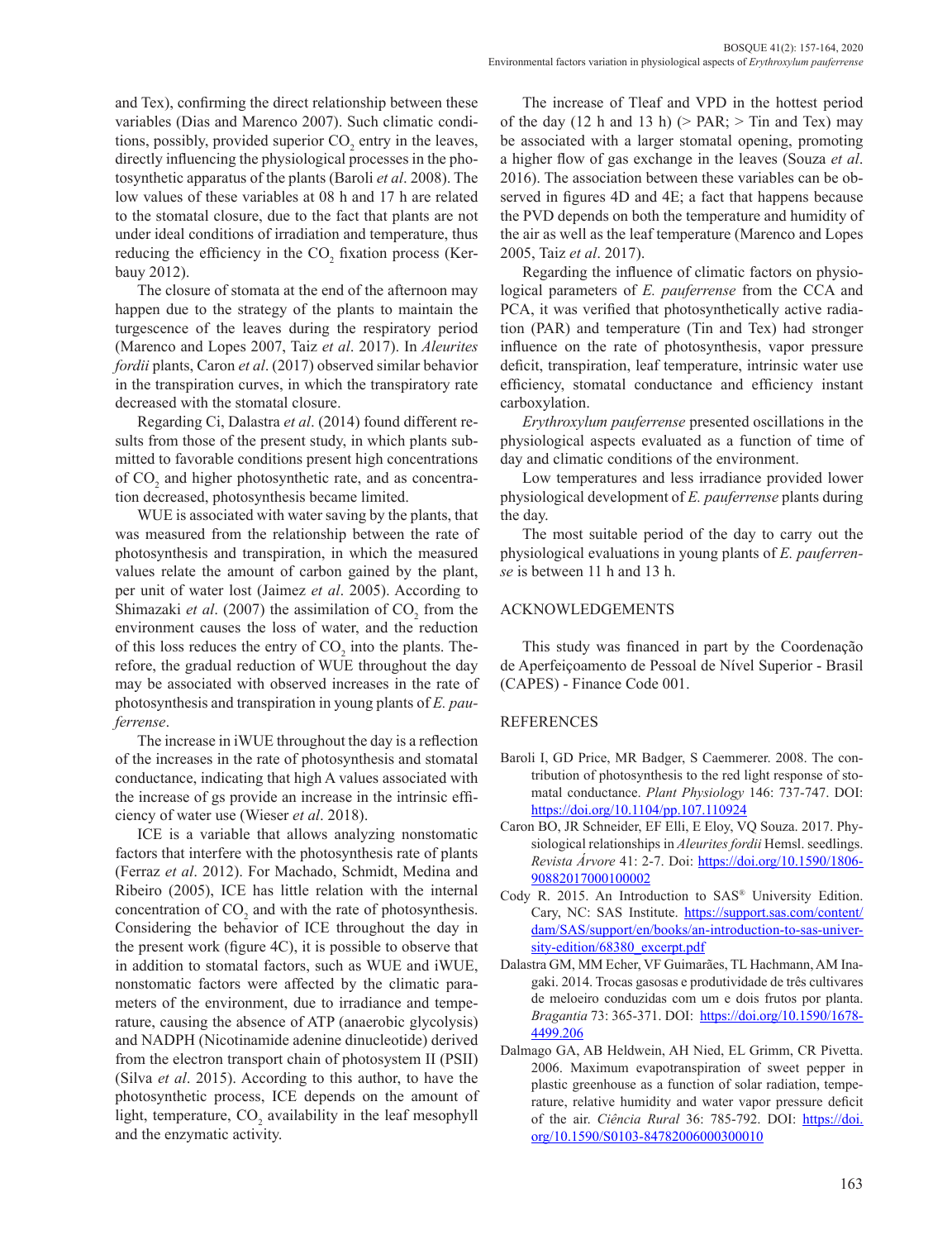and Tex), confirming the direct relationship between these variables (Dias and Marenco 2007). Such climatic conditions, possibly, provided superior $CO_2$ entry in the leaves, directly influencing the physiological processes in the photosynthetic apparatus of the plants (Baroli *et al*. 2008). The low values of these variables at 08 h and 17 h are related to the stomatal closure, due to the fact that plants are not under ideal conditions of irradiation and temperature, thus reducing the efficiency in the $CO_2$ fixation process (Kerbauy 2012).

The closure of stomata at the end of the afternoon may happen due to the strategy of the plants to maintain the turgescence of the leaves during the respiratory period (Marenco and Lopes 2007, Taiz *et al*. 2017). In *Aleurites fordii* plants, Caron *et al*. (2017) observed similar behavior in the transpiration curves, in which the transpiratory rate decreased with the stomatal closure.

Regarding Ci, Dalastra *et al*. (2014) found different results from those of the present study, in which plants submitted to favorable conditions present high concentrations of $CO_2$ and higher photosynthetic rate, and as concentration decreased, photosynthesis became limited.

WUE is associated with water saving by the plants, that was measured from the relationship between the rate of photosynthesis and transpiration, in which the measured values relate the amount of carbon gained by the plant, per unit of water lost (Jaimez *et al*. 2005). According to Shimazaki *et al*. (2007) the assimilation of $CO_2$ from the environment causes the loss of water, and the reduction of this loss reduces the entry of $CO_2$ into the plants. Therefore, the gradual reduction of WUE throughout the day may be associated with observed increases in the rate of photosynthesis and transpiration in young plants of *E. pauferrense*.

The increase in iWUE throughout the day is a reflection of the increases in the rate of photosynthesis and stomatal conductance, indicating that high A values associated with the increase of gs provide an increase in the intrinsic efficiency of water use (Wieser *et al*. 2018).

ICE is a variable that allows analyzing nonstomatic factors that interfere with the photosynthesis rate of plants (Ferraz *et al*. 2012). For Machado, Schmidt, Medina and Ribeiro (2005), ICE has little relation with the internal concentration of $CO_2$ and with the rate of photosynthesis. Considering the behavior of ICE throughout the day in the present work (figure 4C), it is possible to observe that in addition to stomatal factors, such as WUE and iWUE, nonstomatic factors were affected by the climatic parameters of the environment, due to irradiance and temperature, causing the absence of ATP (anaerobic glycolysis) and NADPH (Nicotinamide adenine dinucleotide) derived from the electron transport chain of photosystem II (PSII) (Silva *et al*. 2015). According to this author, to have the photosynthetic process, ICE depends on the amount of light, temperature, $CO_2$ availability in the leaf mesophyll and the enzymatic activity.

The increase of Tleaf and VPD in the hottest period of the day (12 h and 13 h) (> PAR; > Tin and Tex) may be associated with a larger stomatal opening, promoting a higher flow of gas exchange in the leaves (Souza *et al*. 2016). The association between these variables can be observed in figures 4D and 4E; a fact that happens because the PVD depends on both the temperature and humidity of the air as well as the leaf temperature (Marenco and Lopes 2005, Taiz *et al*. 2017).

Regarding the influence of climatic factors on physiological parameters of *E. pauferrense* from the CCA and PCA, it was verified that photosynthetically active radiation (PAR) and temperature (Tin and Tex) had stronger influence on the rate of photosynthesis, vapor pressure deficit, transpiration, leaf temperature, intrinsic water use efficiency, stomatal conductance and efficiency instant carboxylation.

*Erythroxylum pauferrense* presented oscillations in the physiological aspects evaluated as a function of time of day and climatic conditions of the environment.

Low temperatures and less irradiance provided lower physiological development of *E. pauferrense* plants during the day.

The most suitable period of the day to carry out the physiological evaluations in young plants of *E. pauferrense* is between 11 h and 13 h.

## ACKNOWLEDGEMENTS

This study was financed in part by the Coordenação de Aperfeiçoamento de Pessoal de Nível Superior - Brasil (CAPES) - Finance Code 001.

## REFERENCES

Baroli I, GD Price, MR Badger, S Caemmerer. 2008. The contribution of photosynthesis to the red light response of stomatal conductance. *Plant Physiology* 146: 737-747. DOI: https://doi.org/10.1104/pp.107.110924

Caron BO, JR Schneider, EF Elli, E Eloy, VQ Souza. 2017. Physiological relationships in *Aleurites fordii* Hemsl. seedlings. *Revista Árvore* 41: 2-7. Doi: https://doi.org/10.1590/1806-90882017000100002

Cody R. 2015. An Introduction to SAS® University Edition. Cary, NC: SAS Institute. https://support.sas.com/content/dam/SAS/support/en/books/an-introduction-to-sas-university-edition/68380_excerpt.pdf

Dalastra GM, MM Echer, VF Guimarães, TL Hachmann, AM Inagaki. 2014. Trocas gasosas e produtividade de três cultivares de meloeiro conduzidas com um e dois frutos por planta. *Bragantia* 73: 365-371. DOI: https://doi.org/10.1590/1678-4499.206

Dalmago GA, AB Heldwein, AH Nied, EL Grimm, CR Pivetta. 2006. Maximum evapotranspiration of sweet pepper in plastic greenhouse as a function of solar radiation, temperature, relative humidity and water vapor pressure deficit of the air. *Ciência Rural* 36: 785-792. DOI: https://doi.org/10.1590/S0103-84782006000300010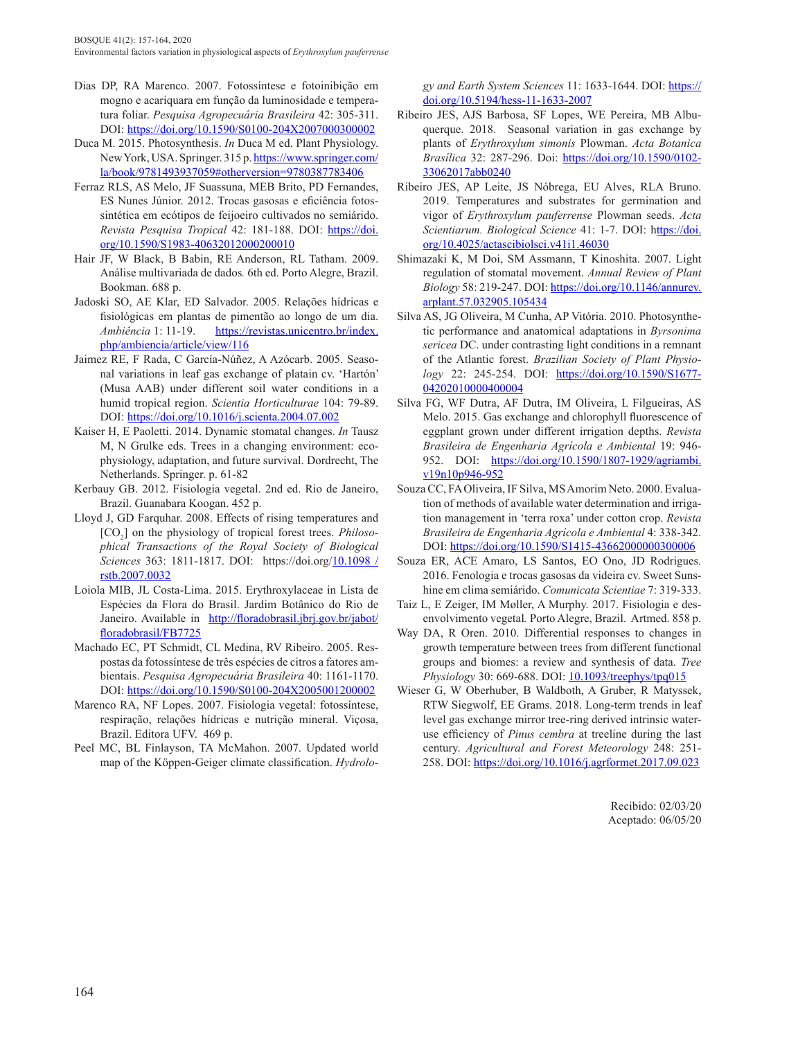Dias DP, RA Marenco. 2007. Fotossíntese e fotoinibição em mogno e acariquara em função da luminosidade e temperatura foliar. *Pesquisa Agropecuária Brasileira* 42: 305-311. DOI: https://doi.org/10.1590/S0100-204X2007000300002

Duca M. 2015. Photosynthesis. *In* Duca M ed. Plant Physiology. New York, USA. Springer. 315 p. https://www.springer.com/la/book/9781493937059#otherversion=9780387783406

Ferraz RLS, AS Melo, JF Suassuna, MEB Brito, PD Fernandes, ES Nunes Júnior. 2012. Trocas gasosas e eficiência fotossintética em ecótipos de feijoeiro cultivados no semiárido. *Revista Pesquisa Tropical* 42: 181-188. DOI: https://doi.org/10.1590/S1983-40632012000200010

Hair JF, W Black, B Babin, RE Anderson, RL Tatham. 2009. Análise multivariada de dados*.* 6th ed. Porto Alegre, Brazil. Bookman. 688 p.

Jadoski SO, AE Klar, ED Salvador. 2005. Relações hídricas e fisiológicas em plantas de pimentão ao longo de um dia. *Ambiência* 1: 11-19. https://revistas.unicentro.br/index.php/ambiencia/article/view/116

Jaimez RE, F Rada, C García-Núñez, A Azócarb. 2005. Seasonal variations in leaf gas exchange of platain cv. 'Hartón' (Musa AAB) under different soil water conditions in a humid tropical region. *Scientia Horticulturae* 104: 79-89. DOI: https://doi.org/10.1016/j.scienta.2004.07.002

Kaiser H, E Paoletti. 2014. Dynamic stomatal changes. *In* Tausz M, N Grulke eds. Trees in a changing environment: ecophysiology, adaptation, and future survival. Dordrecht, The Netherlands. Springer. p. 61-82

Kerbauy GB. 2012. Fisiologia vegetal. 2nd ed. Rio de Janeiro, Brazil. Guanabara Koogan. 452 p.

Lloyd J, GD Farquhar. 2008. Effects of rising temperatures and [$CO_2$] on the physiology of tropical forest trees. *Philosophical Transactions of the Royal Society of Biological Sciences* 363: 1811-1817. DOI: https://doi.org/10.1098 / rstb.2007.0032

Loiola MIB, JL Costa-Lima. 2015. Erythroxylaceae in Lista de Espécies da Flora do Brasil. Jardim Botânico do Rio de Janeiro. Available in http://floradobrasil.jbrj.gov.br/jabot/floradobrasil/FB7725

Machado EC, PT Schmidt, CL Medina, RV Ribeiro. 2005. Respostas da fotossíntese de três espécies de citros a fatores ambientais. *Pesquisa Agropecuária Brasileira* 40: 1161-1170. DOI: https://doi.org/10.1590/S0100-204X2005001200002

Marenco RA, NF Lopes. 2007. Fisiologia vegetal: fotossíntese, respiração, relações hídricas e nutrição mineral. Viçosa, Brazil. Editora UFV. 469 p.

Peel MC, BL Finlayson, TA McMahon. 2007. Updated world map of the Köppen-Geiger climate classification. *Hydrology and Earth System Sciences* 11: 1633-1644. DOI: https://doi.org/10.5194/hess-11-1633-2007

Ribeiro JES, AJS Barbosa, SF Lopes, WE Pereira, MB Albuquerque. 2018. Seasonal variation in gas exchange by plants of *Erythroxylum simonis* Plowman. *Acta Botanica Brasílica* 32: 287-296. Doi: https://doi.org/10.1590/0102-33062017abb0240

Ribeiro JES, AP Leite, JS Nóbrega, EU Alves, RLA Bruno. 2019. Temperatures and substrates for germination and vigor of *Erythroxylum pauferrense* Plowman seeds. *Acta Scientiarum. Biological Science* 41: 1-7. DOI: https://doi.org/10.4025/actascibiolsci.v41i1.46030

Shimazaki K, M Doi, SM Assmann, T Kinoshita. 2007. Light regulation of stomatal movement. *Annual Review of Plant Biology* 58: 219-247. DOI: https://doi.org/10.1146/annurev.arplant.57.032905.105434

Silva AS, JG Oliveira, M Cunha, AP Vitória. 2010. Photosynthetic performance and anatomical adaptations in *Byrsonima sericea* DC. under contrasting light conditions in a remnant of the Atlantic forest. *Brazilian Society of Plant Physiology* 22: 245-254. DOI: https://doi.org/10.1590/S1677-04202010000400004

Silva FG, WF Dutra, AF Dutra, IM Oliveira, L Filgueiras, AS Melo. 2015. Gas exchange and chlorophyll fluorescence of eggplant grown under different irrigation depths. *Revista Brasileira de Engenharia Agrícola e Ambiental* 19: 946-952. DOI: https://doi.org/10.1590/1807-1929/agriambi.v19n10p946-952

Souza CC, FA Oliveira, IF Silva, MS Amorim Neto. 2000. Evaluation of methods of available water determination and irrigation management in 'terra roxa' under cotton crop. *Revista Brasileira de Engenharia Agrícola e Ambiental* 4: 338-342. DOI: https://doi.org/10.1590/S1415-43662000000300006

Souza ER, ACE Amaro, LS Santos, EO Ono, JD Rodrigues. 2016. Fenologia e trocas gasosas da videira cv. Sweet Sunshine em clima semiárido. *Comunicata Scientiae* 7: 319-333.

Taiz L, E Zeiger, IM Møller, A Murphy. 2017. Fisiologia e desenvolvimento vegetal*.* Porto Alegre, Brazil. Artmed. 858 p.

Way DA, R Oren. 2010. Differential responses to changes in growth temperature between trees from different functional groups and biomes: a review and synthesis of data. *Tree Physiology* 30: 669-688. DOI: 10.1093/treephys/tpq015

Wieser G, W Oberhuber, B Waldboth, A Gruber, R Matyssek, RTW Siegwolf, EE Grams. 2018. Long-term trends in leaf level gas exchange mirror tree-ring derived intrinsic water-use efficiency of *Pinus cembra* at treeline during the last century. *Agricultural and Forest Meteorology* 248: 251-258. DOI: https://doi.org/10.1016/j.agrformet.2017.09.023

Recibido: 02/03/20
Aceptado: 06/05/20